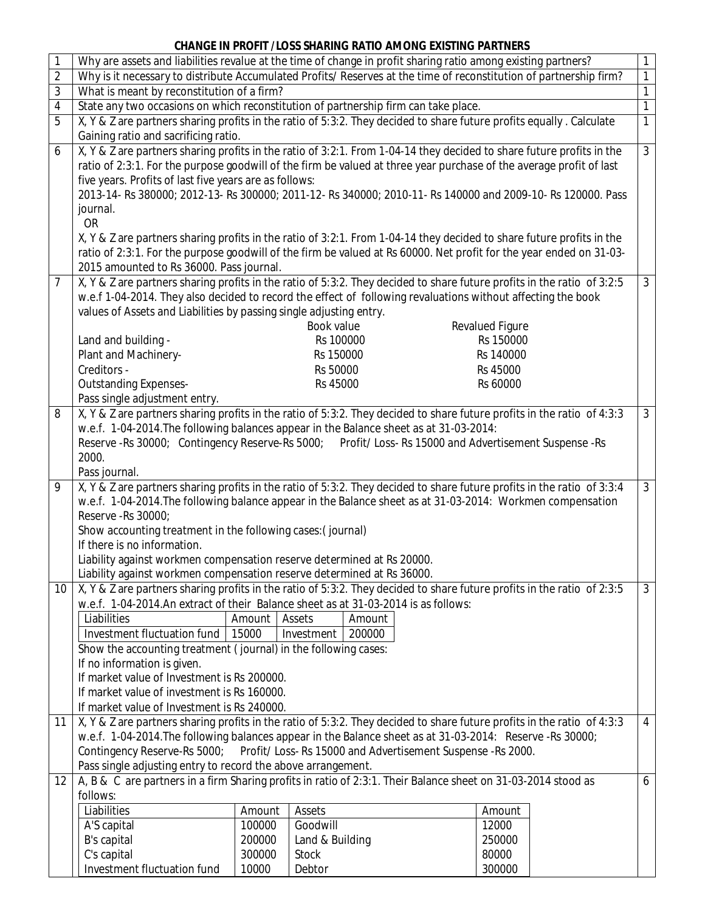# CHANGE IN PROFIT / LOSS SHARING RATIO AMONG EXISTING PARTNERS

| No. | Question | Marks |
|---|---|---|
| 1 | Why are assets and liabilities revalue at the time of change in profit sharing ratio among existing partners? | 1 |
| 2 | Why is it necessary to distribute Accumulated Profits/ Reserves at the time of reconstitution of partnership firm? | 1 |
| 3 | What is meant by reconstitution of a firm? | 1 |
| 4 | State any two occasions on which reconstitution of partnership firm can take place. | 1 |
| 5 | X, Y & Z are partners sharing profits in the ratio of 5:3:2. They decided to share future profits equally . Calculate Gaining ratio and sacrificing ratio. | 1 |
| 6 | X, Y & Z are partners sharing profits in the ratio of 3:2:1. From 1-04-14 they decided to share future profits in the ratio of 2:3:1. For the purpose goodwill of the firm be valued at three year purchase of the average profit of last five years. Profits of last five years are as follows: 2013-14- Rs 380000; 2012-13- Rs 300000; 2011-12- Rs 340000; 2010-11- Rs 140000 and 2009-10- Rs 120000. Pass journal. <br> OR <br> X, Y & Z are partners sharing profits in the ratio of 3:2:1. From 1-04-14 they decided to share future profits in the ratio of 2:3:1. For the purpose goodwill of the firm be valued at Rs 60000. Net profit for the year ended on 31-03-2015 amounted to Rs 36000. Pass journal. | 3 |
| 7 | X, Y & Z are partners sharing profits in the ratio of 5:3:2. They decided to share future profits in the ratio of 3:2:5 w.e.f 1-04-2014. They also decided to record the effect of following revaluations without affecting the book values of Assets and Liabilities by passing single adjusting entry. <br> (see table below) <br> Pass single adjustment entry. | 3 |
| 8 | X, Y & Z are partners sharing profits in the ratio of 5:3:2. They decided to share future profits in the ratio of 4:3:3 w.e.f. 1-04-2014.The following balances appear in the Balance sheet as at 31-03-2014: <br> Reserve -Rs 30000; Contingency Reserve-Rs 5000; Profit/ Loss- Rs 15000 and Advertisement Suspense -Rs 2000. <br> Pass journal. | 3 |
| 9 | X, Y & Z are partners sharing profits in the ratio of 5:3:2. They decided to share future profits in the ratio of 3:3:4 w.e.f. 1-04-2014.The following balance appear in the Balance sheet as at 31-03-2014: Workmen compensation Reserve -Rs 30000; <br> Show accounting treatment in the following cases:( journal) <br> If there is no information. <br> Liability against workmen compensation reserve determined at Rs 20000. <br> Liability against workmen compensation reserve determined at Rs 36000. | 3 |
| 10 | X, Y & Z are partners sharing profits in the ratio of 5:3:2. They decided to share future profits in the ratio of 2:3:5 w.e.f. 1-04-2014.An extract of their Balance sheet as at 31-03-2014 is as follows: <br> (see table below) <br> Show the accounting treatment ( journal) in the following cases: <br> If no information is given. <br> If market value of Investment is Rs 200000. <br> If market value of investment is Rs 160000. <br> If market value of Investment is Rs 240000. | 3 |
| 11 | X, Y & Z are partners sharing profits in the ratio of 5:3:2. They decided to share future profits in the ratio of 4:3:3 w.e.f. 1-04-2014.The following balances appear in the Balance sheet as at 31-03-2014: Reserve -Rs 30000; Contingency Reserve-Rs 5000; Profit/ Loss- Rs 15000 and Advertisement Suspense -Rs 2000. <br> Pass single adjusting entry to record the above arrangement. | 4 |
| 12 | A, B & C are partners in a firm Sharing profits in ratio of 2:3:1. Their Balance sheet on 31-03-2014 stood as follows: <br> (see table below) | 6 |

**Question 7 data:**

| | Book value | Revalued Figure |
|---|---|---|
| Land and building - | Rs 100000 | Rs 150000 |
| Plant and Machinery- | Rs 150000 | Rs 140000 |
| Creditors - | Rs 50000 | Rs 45000 |
| Outstanding Expenses- | Rs 45000 | Rs 60000 |

**Question 10 data:**

| Liabilities | Amount | Assets | Amount |
|---|---|---|---|
| Investment fluctuation fund | 15000 | Investment | 200000 |

**Question 12 data:**

| Liabilities | Amount | Assets | Amount |
|---|---|---|---|
| A'S capital | 100000 | Goodwill | 12000 |
| B's capital | 200000 | Land & Building | 250000 |
| C's capital | 300000 | Stock | 80000 |
| Investment fluctuation fund | 10000 | Debtor | 300000 |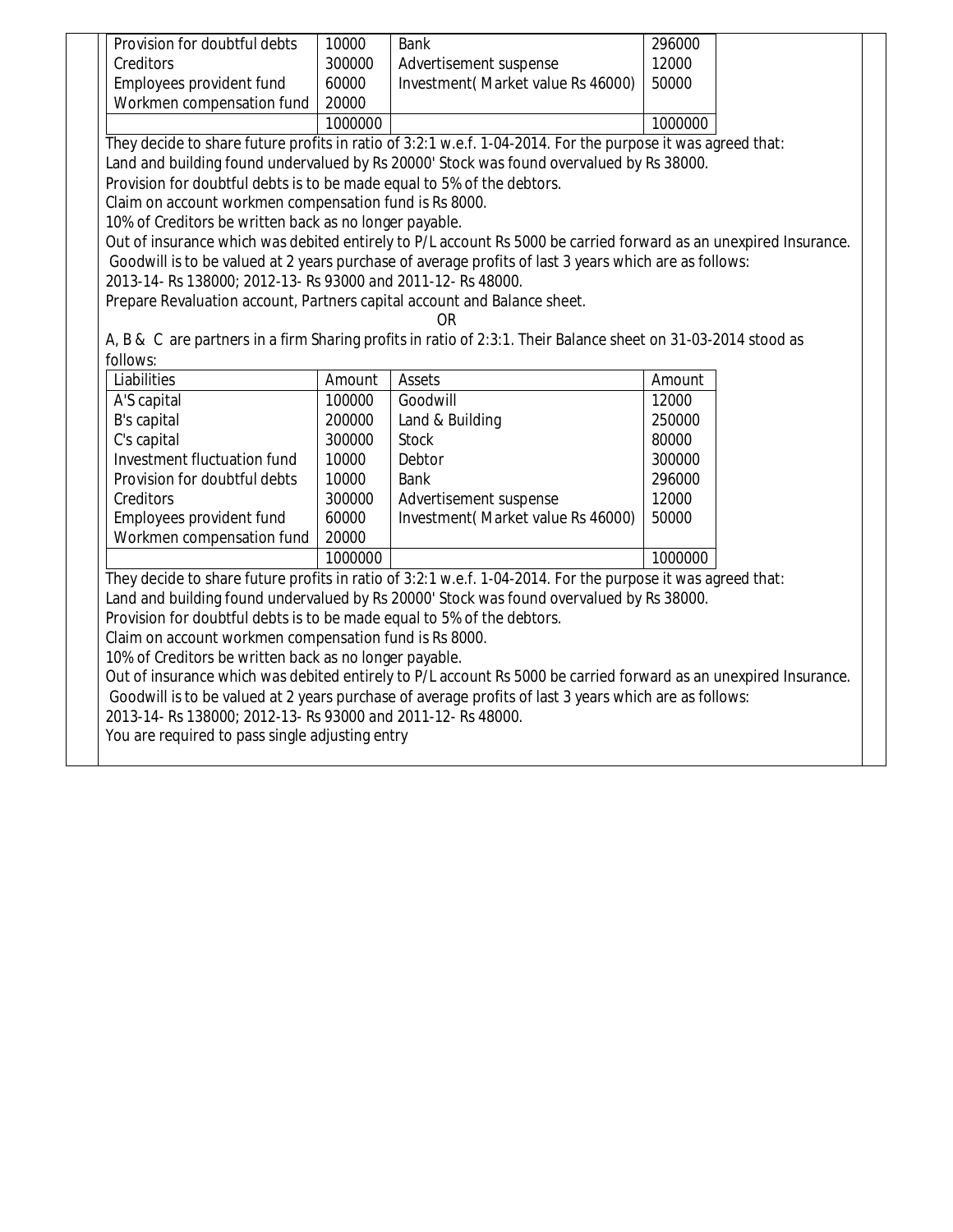| | | | |
|---|---|---|---|
| Provision for doubtful debts | 10000 | Bank | 296000 |
| Creditors | 300000 | Advertisement suspense | 12000 |
| Employees provident fund | 60000 | Investment( Market value Rs 46000) | 50000 |
| Workmen compensation fund | 20000 | | |
| | 1000000 | | 1000000 |

They decide to share future profits in ratio of 3:2:1 w.e.f. 1-04-2014. For the purpose it was agreed that:

Land and building found undervalued by Rs 20000' Stock was found overvalued by Rs 38000.

Provision for doubtful debts is to be made equal to 5% of the debtors.

Claim on account workmen compensation fund is Rs 8000.

10% of Creditors be written back as no longer payable.

Out of insurance which was debited entirely to P/L account Rs 5000 be carried forward as an unexpired Insurance.

Goodwill is to be valued at 2 years purchase of average profits of last 3 years which are as follows:

2013-14- Rs 138000; 2012-13- Rs 93000 and 2011-12- Rs 48000.

Prepare Revaluation account, Partners capital account and Balance sheet.

OR

A, B & C are partners in a firm Sharing profits in ratio of 2:3:1. Their Balance sheet on 31-03-2014 stood as follows:

| Liabilities | Amount | Assets | Amount |
|---|---|---|---|
| A'S capital | 100000 | Goodwill | 12000 |
| B's capital | 200000 | Land & Building | 250000 |
| C's capital | 300000 | Stock | 80000 |
| Investment fluctuation fund | 10000 | Debtor | 300000 |
| Provision for doubtful debts | 10000 | Bank | 296000 |
| Creditors | 300000 | Advertisement suspense | 12000 |
| Employees provident fund | 60000 | Investment( Market value Rs 46000) | 50000 |
| Workmen compensation fund | 20000 | | |
| | 1000000 | | 1000000 |

They decide to share future profits in ratio of 3:2:1 w.e.f. 1-04-2014. For the purpose it was agreed that:

Land and building found undervalued by Rs 20000' Stock was found overvalued by Rs 38000.

Provision for doubtful debts is to be made equal to 5% of the debtors.

Claim on account workmen compensation fund is Rs 8000.

10% of Creditors be written back as no longer payable.

Out of insurance which was debited entirely to P/L account Rs 5000 be carried forward as an unexpired Insurance.

Goodwill is to be valued at 2 years purchase of average profits of last 3 years which are as follows:

2013-14- Rs 138000; 2012-13- Rs 93000 and 2011-12- Rs 48000.

You are required to pass single adjusting entry